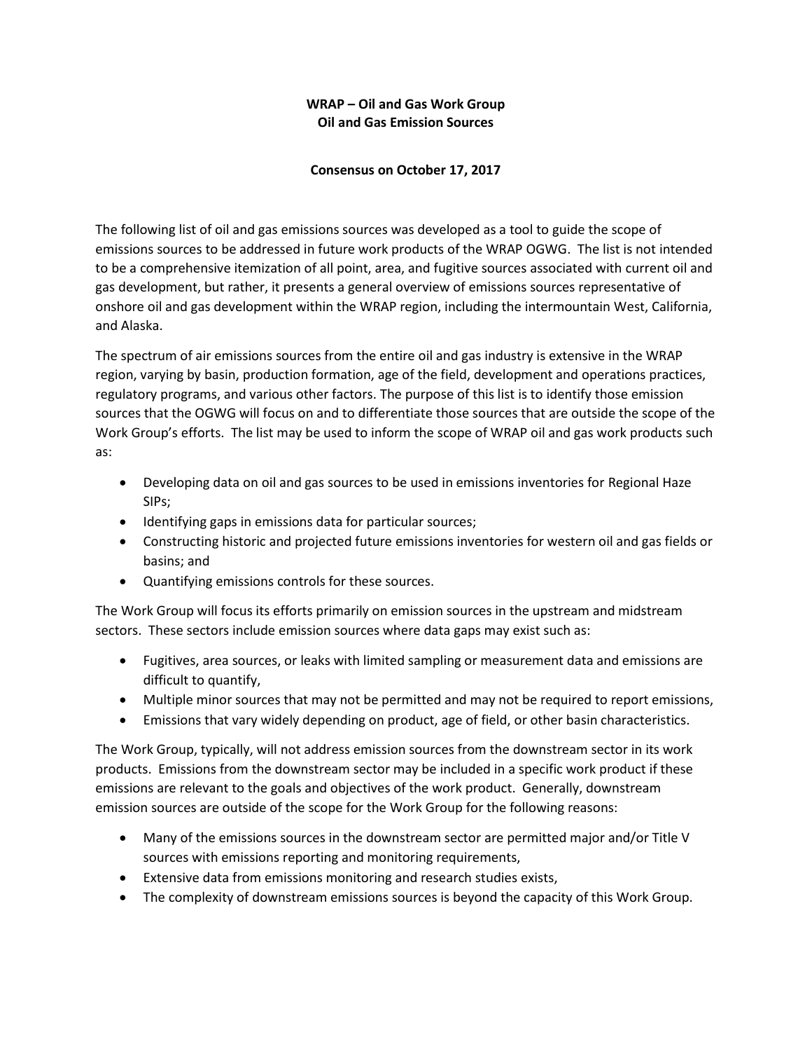**WRAP – Oil and Gas Work Group**
**Oil and Gas Emission Sources**

**Consensus on October 17, 2017**

The following list of oil and gas emissions sources was developed as a tool to guide the scope of emissions sources to be addressed in future work products of the WRAP OGWG. The list is not intended to be a comprehensive itemization of all point, area, and fugitive sources associated with current oil and gas development, but rather, it presents a general overview of emissions sources representative of onshore oil and gas development within the WRAP region, including the intermountain West, California, and Alaska.

The spectrum of air emissions sources from the entire oil and gas industry is extensive in the WRAP region, varying by basin, production formation, age of the field, development and operations practices, regulatory programs, and various other factors. The purpose of this list is to identify those emission sources that the OGWG will focus on and to differentiate those sources that are outside the scope of the Work Group's efforts. The list may be used to inform the scope of WRAP oil and gas work products such as:

- Developing data on oil and gas sources to be used in emissions inventories for Regional Haze SIPs;
- Identifying gaps in emissions data for particular sources;
- Constructing historic and projected future emissions inventories for western oil and gas fields or basins; and
- Quantifying emissions controls for these sources.

The Work Group will focus its efforts primarily on emission sources in the upstream and midstream sectors. These sectors include emission sources where data gaps may exist such as:

- Fugitives, area sources, or leaks with limited sampling or measurement data and emissions are difficult to quantify,
- Multiple minor sources that may not be permitted and may not be required to report emissions,
- Emissions that vary widely depending on product, age of field, or other basin characteristics.

The Work Group, typically, will not address emission sources from the downstream sector in its work products. Emissions from the downstream sector may be included in a specific work product if these emissions are relevant to the goals and objectives of the work product. Generally, downstream emission sources are outside of the scope for the Work Group for the following reasons:

- Many of the emissions sources in the downstream sector are permitted major and/or Title V sources with emissions reporting and monitoring requirements,
- Extensive data from emissions monitoring and research studies exists,
- The complexity of downstream emissions sources is beyond the capacity of this Work Group.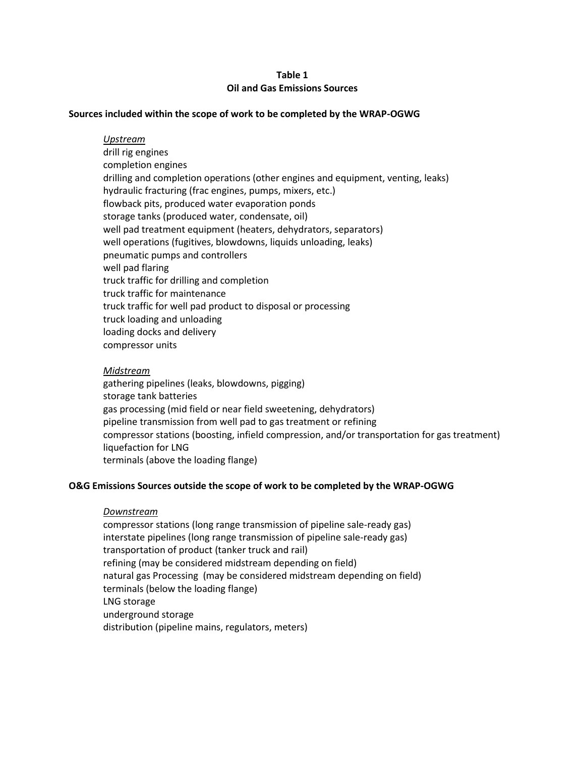**Table 1**
**Oil and Gas Emissions Sources**

**Sources included within the scope of work to be completed by the WRAP-OGWG**

*Upstream*

drill rig engines
completion engines
drilling and completion operations (other engines and equipment, venting, leaks)
hydraulic fracturing (frac engines, pumps, mixers, etc.)
flowback pits, produced water evaporation ponds
storage tanks (produced water, condensate, oil)
well pad treatment equipment (heaters, dehydrators, separators)
well operations (fugitives, blowdowns, liquids unloading, leaks)
pneumatic pumps and controllers
well pad flaring
truck traffic for drilling and completion
truck traffic for maintenance
truck traffic for well pad product to disposal or processing
truck loading and unloading
loading docks and delivery
compressor units

*Midstream*

gathering pipelines (leaks, blowdowns, pigging)
storage tank batteries
gas processing (mid field or near field sweetening, dehydrators)
pipeline transmission from well pad to gas treatment or refining
compressor stations (boosting, infield compression, and/or transportation for gas treatment)
liquefaction for LNG
terminals (above the loading flange)

**O&G Emissions Sources outside the scope of work to be completed by the WRAP-OGWG**

*Downstream*

compressor stations (long range transmission of pipeline sale-ready gas)
interstate pipelines (long range transmission of pipeline sale-ready gas)
transportation of product (tanker truck and rail)
refining (may be considered midstream depending on field)
natural gas Processing (may be considered midstream depending on field)
terminals (below the loading flange)
LNG storage
underground storage
distribution (pipeline mains, regulators, meters)